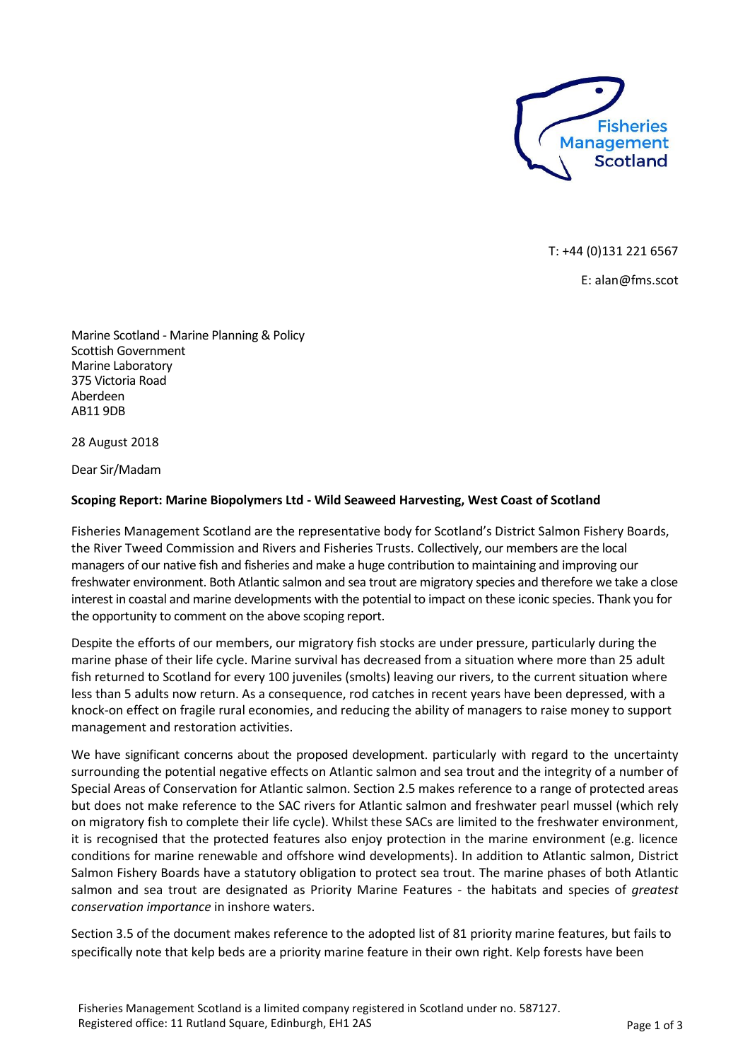Fisheries Management Scotland

T: +44 (0)131 221 6567

E: alan@fms.scot

Marine Scotland - Marine Planning & Policy
Scottish Government
Marine Laboratory
375 Victoria Road
Aberdeen
AB11 9DB

28 August 2018

Dear Sir/Madam

**Scoping Report: Marine Biopolymers Ltd - Wild Seaweed Harvesting, West Coast of Scotland**

Fisheries Management Scotland are the representative body for Scotland's District Salmon Fishery Boards, the River Tweed Commission and Rivers and Fisheries Trusts. Collectively, our members are the local managers of our native fish and fisheries and make a huge contribution to maintaining and improving our freshwater environment. Both Atlantic salmon and sea trout are migratory species and therefore we take a close interest in coastal and marine developments with the potential to impact on these iconic species. Thank you for the opportunity to comment on the above scoping report.

Despite the efforts of our members, our migratory fish stocks are under pressure, particularly during the marine phase of their life cycle. Marine survival has decreased from a situation where more than 25 adult fish returned to Scotland for every 100 juveniles (smolts) leaving our rivers, to the current situation where less than 5 adults now return. As a consequence, rod catches in recent years have been depressed, with a knock-on effect on fragile rural economies, and reducing the ability of managers to raise money to support management and restoration activities.

We have significant concerns about the proposed development. particularly with regard to the uncertainty surrounding the potential negative effects on Atlantic salmon and sea trout and the integrity of a number of Special Areas of Conservation for Atlantic salmon. Section 2.5 makes reference to a range of protected areas but does not make reference to the SAC rivers for Atlantic salmon and freshwater pearl mussel (which rely on migratory fish to complete their life cycle). Whilst these SACs are limited to the freshwater environment, it is recognised that the protected features also enjoy protection in the marine environment (e.g. licence conditions for marine renewable and offshore wind developments). In addition to Atlantic salmon, District Salmon Fishery Boards have a statutory obligation to protect sea trout. The marine phases of both Atlantic salmon and sea trout are designated as Priority Marine Features - the habitats and species of *greatest conservation importance* in inshore waters.

Section 3.5 of the document makes reference to the adopted list of 81 priority marine features, but fails to specifically note that kelp beds are a priority marine feature in their own right. Kelp forests have been

Fisheries Management Scotland is a limited company registered in Scotland under no. 587127.
Registered office: 11 Rutland Square, Edinburgh, EH1 2AS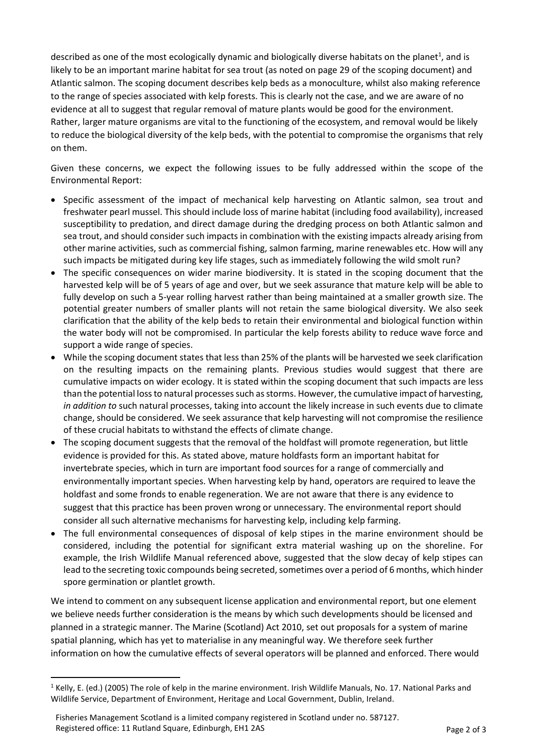described as one of the most ecologically dynamic and biologically diverse habitats on the planet[1], and is likely to be an important marine habitat for sea trout (as noted on page 29 of the scoping document) and Atlantic salmon. The scoping document describes kelp beds as a monoculture, whilst also making reference to the range of species associated with kelp forests. This is clearly not the case, and we are aware of no evidence at all to suggest that regular removal of mature plants would be good for the environment. Rather, larger mature organisms are vital to the functioning of the ecosystem, and removal would be likely to reduce the biological diversity of the kelp beds, with the potential to compromise the organisms that rely on them.

Given these concerns, we expect the following issues to be fully addressed within the scope of the Environmental Report:

- Specific assessment of the impact of mechanical kelp harvesting on Atlantic salmon, sea trout and freshwater pearl mussel. This should include loss of marine habitat (including food availability), increased susceptibility to predation, and direct damage during the dredging process on both Atlantic salmon and sea trout, and should consider such impacts in combination with the existing impacts already arising from other marine activities, such as commercial fishing, salmon farming, marine renewables etc. How will any such impacts be mitigated during key life stages, such as immediately following the wild smolt run?
- The specific consequences on wider marine biodiversity. It is stated in the scoping document that the harvested kelp will be of 5 years of age and over, but we seek assurance that mature kelp will be able to fully develop on such a 5-year rolling harvest rather than being maintained at a smaller growth size. The potential greater numbers of smaller plants will not retain the same biological diversity. We also seek clarification that the ability of the kelp beds to retain their environmental and biological function within the water body will not be compromised. In particular the kelp forests ability to reduce wave force and support a wide range of species.
- While the scoping document states that less than 25% of the plants will be harvested we seek clarification on the resulting impacts on the remaining plants. Previous studies would suggest that there are cumulative impacts on wider ecology. It is stated within the scoping document that such impacts are less than the potential loss to natural processes such as storms. However, the cumulative impact of harvesting, *in addition to* such natural processes, taking into account the likely increase in such events due to climate change, should be considered. We seek assurance that kelp harvesting will not compromise the resilience of these crucial habitats to withstand the effects of climate change.
- The scoping document suggests that the removal of the holdfast will promote regeneration, but little evidence is provided for this. As stated above, mature holdfasts form an important habitat for invertebrate species, which in turn are important food sources for a range of commercially and environmentally important species. When harvesting kelp by hand, operators are required to leave the holdfast and some fronds to enable regeneration. We are not aware that there is any evidence to suggest that this practice has been proven wrong or unnecessary. The environmental report should consider all such alternative mechanisms for harvesting kelp, including kelp farming.
- The full environmental consequences of disposal of kelp stipes in the marine environment should be considered, including the potential for significant extra material washing up on the shoreline. For example, the Irish Wildlife Manual referenced above, suggested that the slow decay of kelp stipes can lead to the secreting toxic compounds being secreted, sometimes over a period of 6 months, which hinder spore germination or plantlet growth.

We intend to comment on any subsequent license application and environmental report, but one element we believe needs further consideration is the means by which such developments should be licensed and planned in a strategic manner. The Marine (Scotland) Act 2010, set out proposals for a system of marine spatial planning, which has yet to materialise in any meaningful way. We therefore seek further information on how the cumulative effects of several operators will be planned and enforced. There would

[1] Kelly, E. (ed.) (2005) The role of kelp in the marine environment. Irish Wildlife Manuals, No. 17. National Parks and Wildlife Service, Department of Environment, Heritage and Local Government, Dublin, Ireland.

Fisheries Management Scotland is a limited company registered in Scotland under no. 587127.
Registered office: 11 Rutland Square, Edinburgh, EH1 2AS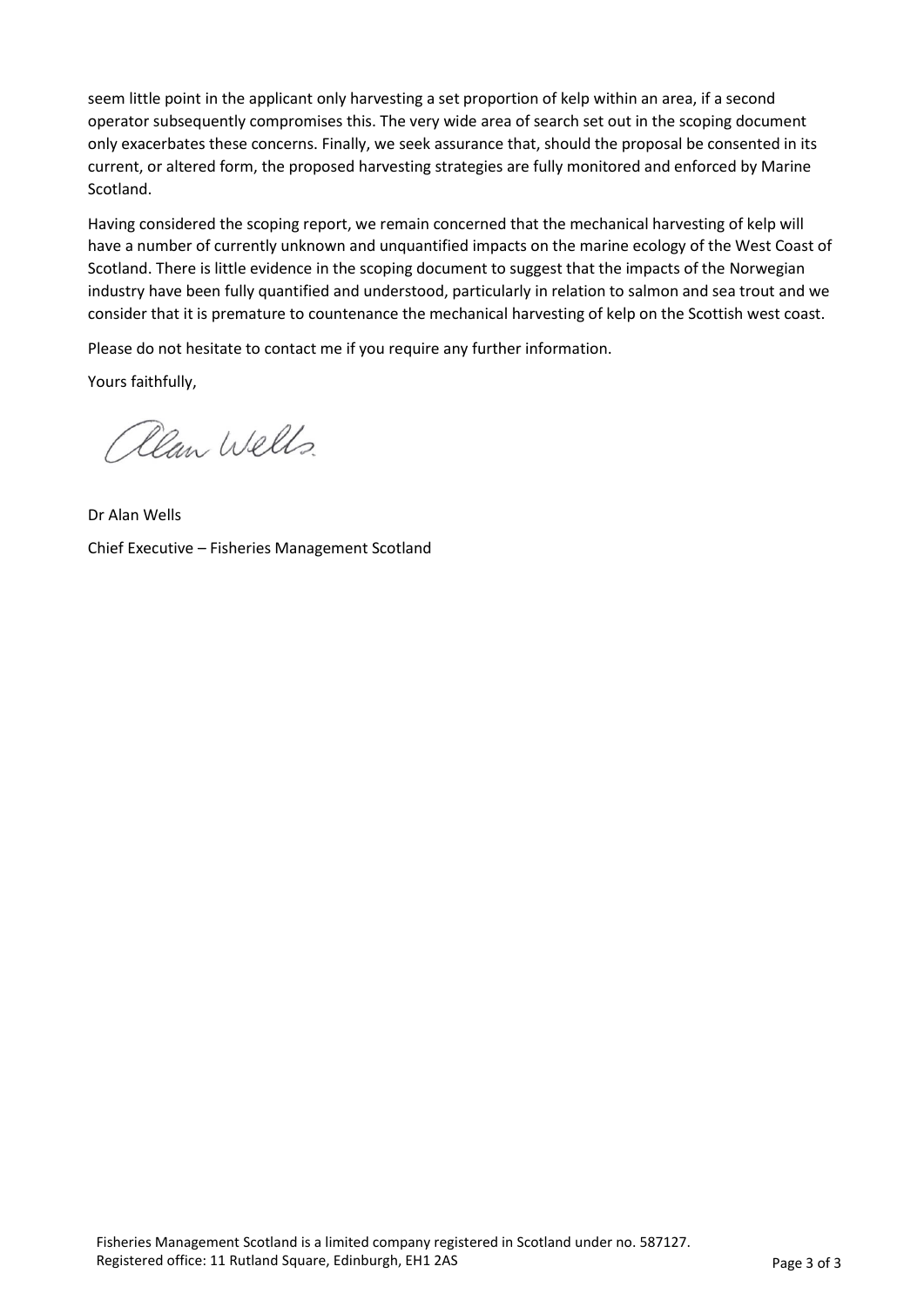seem little point in the applicant only harvesting a set proportion of kelp within an area, if a second operator subsequently compromises this. The very wide area of search set out in the scoping document only exacerbates these concerns. Finally, we seek assurance that, should the proposal be consented in its current, or altered form, the proposed harvesting strategies are fully monitored and enforced by Marine Scotland.

Having considered the scoping report, we remain concerned that the mechanical harvesting of kelp will have a number of currently unknown and unquantified impacts on the marine ecology of the West Coast of Scotland. There is little evidence in the scoping document to suggest that the impacts of the Norwegian industry have been fully quantified and understood, particularly in relation to salmon and sea trout and we consider that it is premature to countenance the mechanical harvesting of kelp on the Scottish west coast.

Please do not hesitate to contact me if you require any further information.

Yours faithfully,

Alan Wells

Dr Alan Wells

Chief Executive – Fisheries Management Scotland

Fisheries Management Scotland is a limited company registered in Scotland under no. 587127.
Registered office: 11 Rutland Square, Edinburgh, EH1 2AS